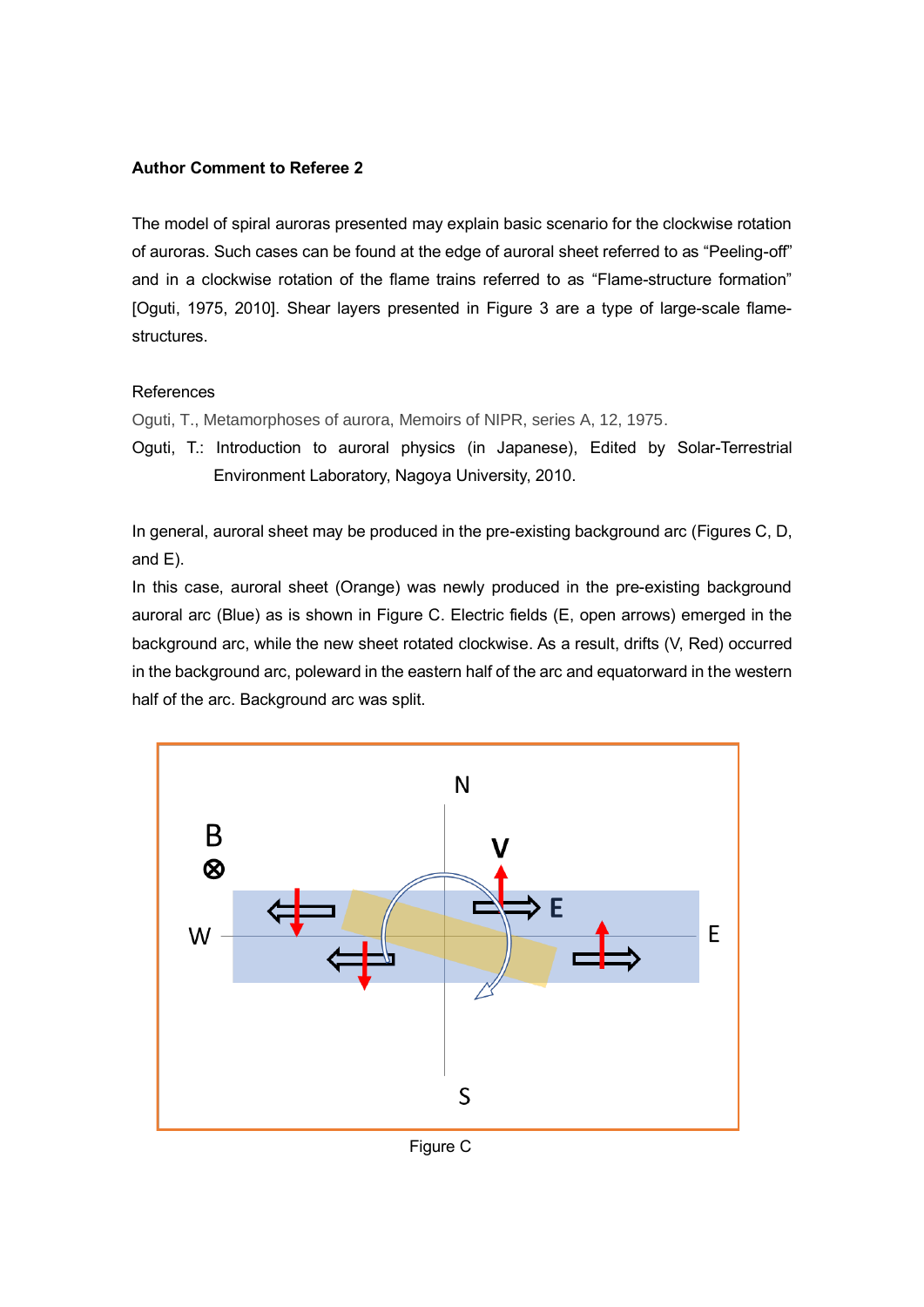**Author Comment to Referee 2**

The model of spiral auroras presented may explain basic scenario for the clockwise rotation of auroras. Such cases can be found at the edge of auroral sheet referred to as "Peeling-off" and in a clockwise rotation of the flame trains referred to as "Flame-structure formation" [Oguti, 1975, 2010]. Shear layers presented in Figure 3 are a type of large-scale flame-structures.

References

Oguti, T., Metamorphoses of aurora, Memoirs of NIPR, series A, 12, 1975.

Oguti, T.: Introduction to auroral physics (in Japanese), Edited by Solar-Terrestrial Environment Laboratory, Nagoya University, 2010.

In general, auroral sheet may be produced in the pre-existing background arc (Figures C, D, and E).

In this case, auroral sheet (Orange) was newly produced in the pre-existing background auroral arc (Blue) as is shown in Figure C. Electric fields (E, open arrows) emerged in the background arc, while the new sheet rotated clockwise. As a result, drifts (V, Red) occurred in the background arc, poleward in the eastern half of the arc and equatorward in the western half of the arc. Background arc was split.

Figure C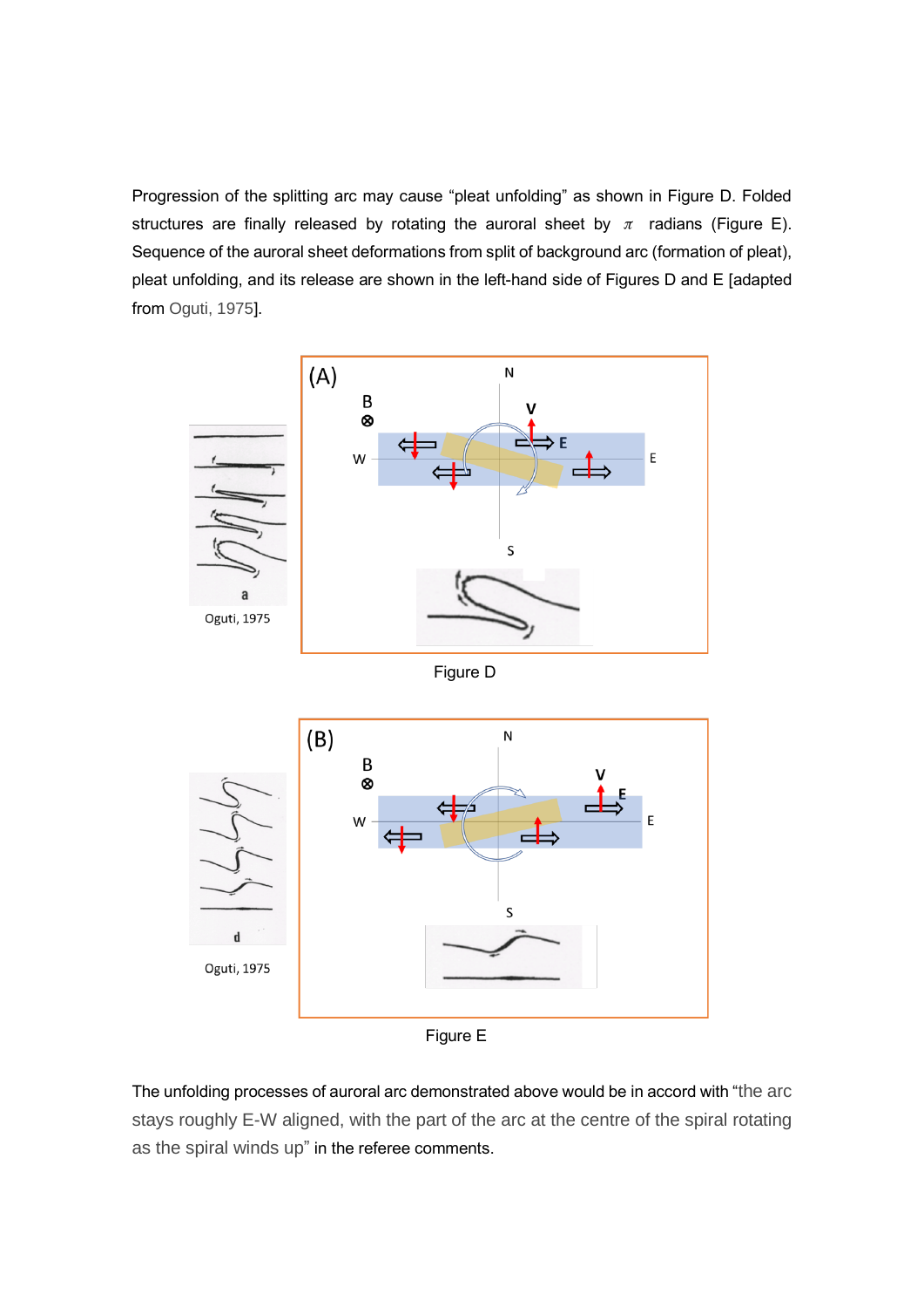Progression of the splitting arc may cause "pleat unfolding" as shown in Figure D. Folded structures are finally released by rotating the auroral sheet by $\pi$ radians (Figure E). Sequence of the auroral sheet deformations from split of background arc (formation of pleat), pleat unfolding, and its release are shown in the left-hand side of Figures D and E [adapted from Oguti, 1975].

Oguti, 1975

Figure D

Oguti, 1975

Figure E

The unfolding processes of auroral arc demonstrated above would be in accord with "the arc stays roughly E-W aligned, with the part of the arc at the centre of the spiral rotating as the spiral winds up" in the referee comments.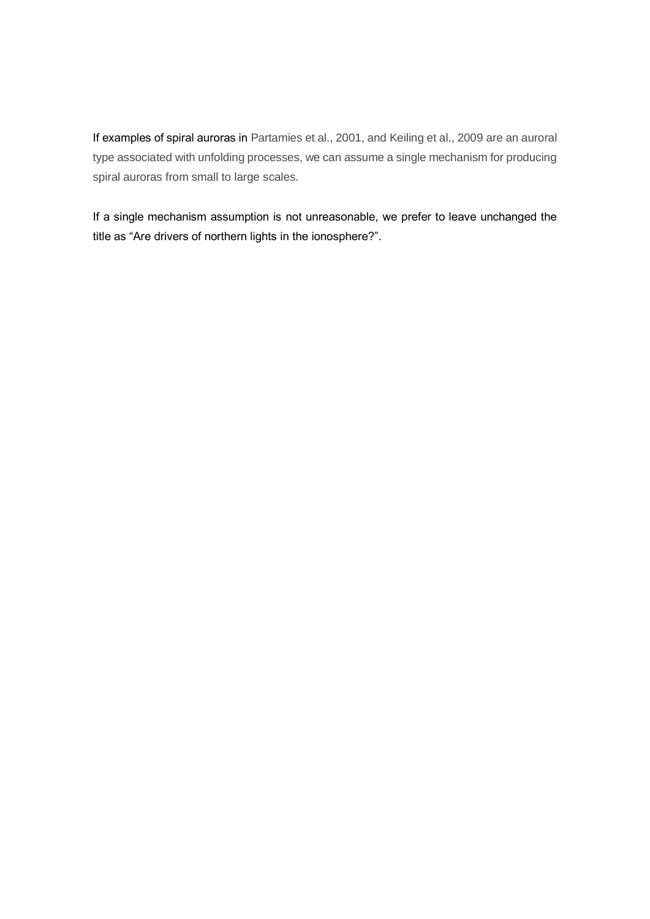If examples of spiral auroras in Partamies et al., 2001, and Keiling et al., 2009 are an auroral type associated with unfolding processes, we can assume a single mechanism for producing spiral auroras from small to large scales.

If a single mechanism assumption is not unreasonable, we prefer to leave unchanged the title as “Are drivers of northern lights in the ionosphere?”.